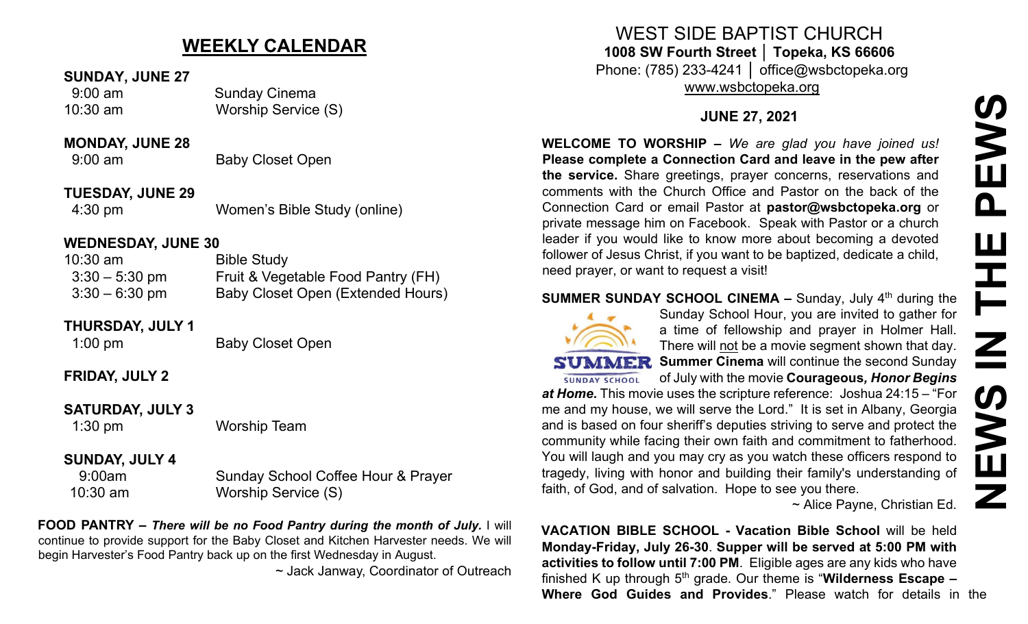## WEEKLY CALENDAR

**SUNDAY, JUNE 27**

| | |
|---|---|
| 9:00 am | Sunday Cinema |
| 10:30 am | Worship Service (S) |

**MONDAY, JUNE 28**

| | |
|---|---|
| 9:00 am | Baby Closet Open |

**TUESDAY, JUNE 29**

| | |
|---|---|
| 4:30 pm | Women's Bible Study (online) |

**WEDNESDAY, JUNE 30**

| | |
|---|---|
| 10:30 am | Bible Study |
| 3:30 – 5:30 pm | Fruit & Vegetable Food Pantry (FH) |
| 3:30 – 6:30 pm | Baby Closet Open (Extended Hours) |

**THURSDAY, JULY 1**

| | |
|---|---|
| 1:00 pm | Baby Closet Open |

**FRIDAY, JULY 2**

**SATURDAY, JULY 3**

| | |
|---|---|
| 1:30 pm | Worship Team |

**SUNDAY, JULY 4**

| | |
|---|---|
| 9:00am | Sunday School Coffee Hour & Prayer |
| 10:30 am | Worship Service (S) |

**FOOD PANTRY –** ***There will be no Food Pantry during the month of July.*** I will continue to provide support for the Baby Closet and Kitchen Harvester needs. We will begin Harvester's Food Pantry back up on the first Wednesday in August.

~ Jack Janway, Coordinator of Outreach

# WEST SIDE BAPTIST CHURCH

**1008 SW Fourth Street │ Topeka, KS 66606**

Phone: (785) 233-4241 │ office@wsbctopeka.org

www.wsbctopeka.org

**JUNE 27, 2021**

# NEWS IN THE PEWS

**WELCOME TO WORSHIP –** *We are glad you have joined us!* **Please complete a Connection Card and leave in the pew after the service.** Share greetings, prayer concerns, reservations and comments with the Church Office and Pastor on the back of the Connection Card or email Pastor at **pastor@wsbctopeka.org** or private message him on Facebook. Speak with Pastor or a church leader if you would like to know more about becoming a devoted follower of Jesus Christ, if you want to be baptized, dedicate a child, need prayer, or want to request a visit!

**SUMMER SUNDAY SCHOOL CINEMA –** Sunday, July 4th during the Sunday School Hour, you are invited to gather for a time of fellowship and prayer in Holmer Hall. There will not be a movie segment shown that day. **Summer Cinema** will continue the second Sunday of July with the movie **Courageous,** ***Honor Begins at Home.*** This movie uses the scripture reference: Joshua 24:15 – "For me and my house, we will serve the Lord." It is set in Albany, Georgia and is based on four sheriff's deputies striving to serve and protect the community while facing their own faith and commitment to fatherhood. You will laugh and you may cry as you watch these officers respond to tragedy, living with honor and building their family's understanding of faith, of God, and of salvation. Hope to see you there.

~ Alice Payne, Christian Ed.

**VACATION BIBLE SCHOOL - Vacation Bible School** will be held **Monday-Friday, July 26-30**. **Supper will be served at 5:00 PM with activities to follow until 7:00 PM**. Eligible ages are any kids who have finished K up through 5th grade. Our theme is "**Wilderness Escape – Where God Guides and Provides**." Please watch for details in the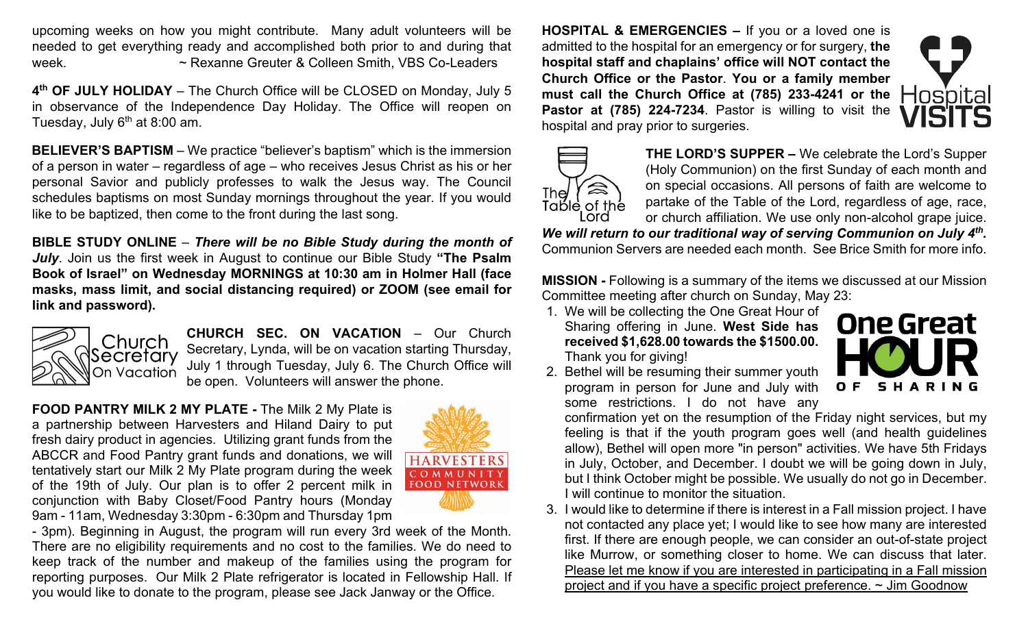upcoming weeks on how you might contribute. Many adult volunteers will be needed to get everything ready and accomplished both prior to and during that week. ~ Rexanne Greuter & Colleen Smith, VBS Co-Leaders

**4th OF JULY HOLIDAY** – The Church Office will be CLOSED on Monday, July 5 in observance of the Independence Day Holiday. The Office will reopen on Tuesday, July 6th at 8:00 am.

**BELIEVER'S BAPTISM** – We practice "believer's baptism" which is the immersion of a person in water – regardless of age – who receives Jesus Christ as his or her personal Savior and publicly professes to walk the Jesus way. The Council schedules baptisms on most Sunday mornings throughout the year. If you would like to be baptized, then come to the front during the last song.

**BIBLE STUDY ONLINE** – ***There will be no Bible Study during the month of July***. Join us the first week in August to continue our Bible Study **"The Psalm Book of Israel" on Wednesday MORNINGS at 10:30 am in Holmer Hall (face masks, mass limit, and social distancing required) or ZOOM (see email for link and password).**

Church Secretary On Vacation

**CHURCH SEC. ON VACATION** – Our Church Secretary, Lynda, will be on vacation starting Thursday, July 1 through Tuesday, July 6. The Church Office will be open. Volunteers will answer the phone.

**FOOD PANTRY MILK 2 MY PLATE -** The Milk 2 My Plate is a partnership between Harvesters and Hiland Dairy to put fresh dairy product in agencies. Utilizing grant funds from the ABCCR and Food Pantry grant funds and donations, we will tentatively start our Milk 2 My Plate program during the week of the 19th of July. Our plan is to offer 2 percent milk in conjunction with Baby Closet/Food Pantry hours (Monday 9am - 11am, Wednesday 3:30pm - 6:30pm and Thursday 1pm - 3pm). Beginning in August, the program will run every 3rd week of the Month. There are no eligibility requirements and no cost to the families. We do need to keep track of the number and makeup of the families using the program for reporting purposes. Our Milk 2 Plate refrigerator is located in Fellowship Hall. If you would like to donate to the program, please see Jack Janway or the Office.

HARVESTERS COMMUNITY FOOD NETWORK

**HOSPITAL & EMERGENCIES –** If you or a loved one is admitted to the hospital for an emergency or for surgery, **the hospital staff and chaplains' office will NOT contact the Church Office or the Pastor**. **You or a family member must call the Church Office at (785) 233-4241 or the Pastor at (785) 224-7234**. Pastor is willing to visit the hospital and pray prior to surgeries.

Hospital VISITS

The Table of the Lord

**THE LORD'S SUPPER –** We celebrate the Lord's Supper (Holy Communion) on the first Sunday of each month and on special occasions. All persons of faith are welcome to partake of the Table of the Lord, regardless of age, race, or church affiliation. We use only non-alcohol grape juice. ***We will return to our traditional way of serving Communion on July 4th.*** Communion Servers are needed each month. See Brice Smith for more info.

**MISSION -** Following is a summary of the items we discussed at our Mission Committee meeting after church on Sunday, May 23:

One Great HOUR OF SHARING

1. We will be collecting the One Great Hour of Sharing offering in June. **West Side has received $1,628.00 towards the $1500.00.** Thank you for giving!
2. Bethel will be resuming their summer youth program in person for June and July with some restrictions. I do not have any confirmation yet on the resumption of the Friday night services, but my feeling is that if the youth program goes well (and health guidelines allow), Bethel will open more "in person" activities. We have 5th Fridays in July, October, and December. I doubt we will be going down in July, but I think October might be possible. We usually do not go in December. I will continue to monitor the situation.
3. I would like to determine if there is interest in a Fall mission project. I have not contacted any place yet; I would like to see how many are interested first. If there are enough people, we can consider an out-of-state project like Murrow, or something closer to home. We can discuss that later. Please let me know if you are interested in participating in a Fall mission project and if you have a specific project preference. ~ Jim Goodnow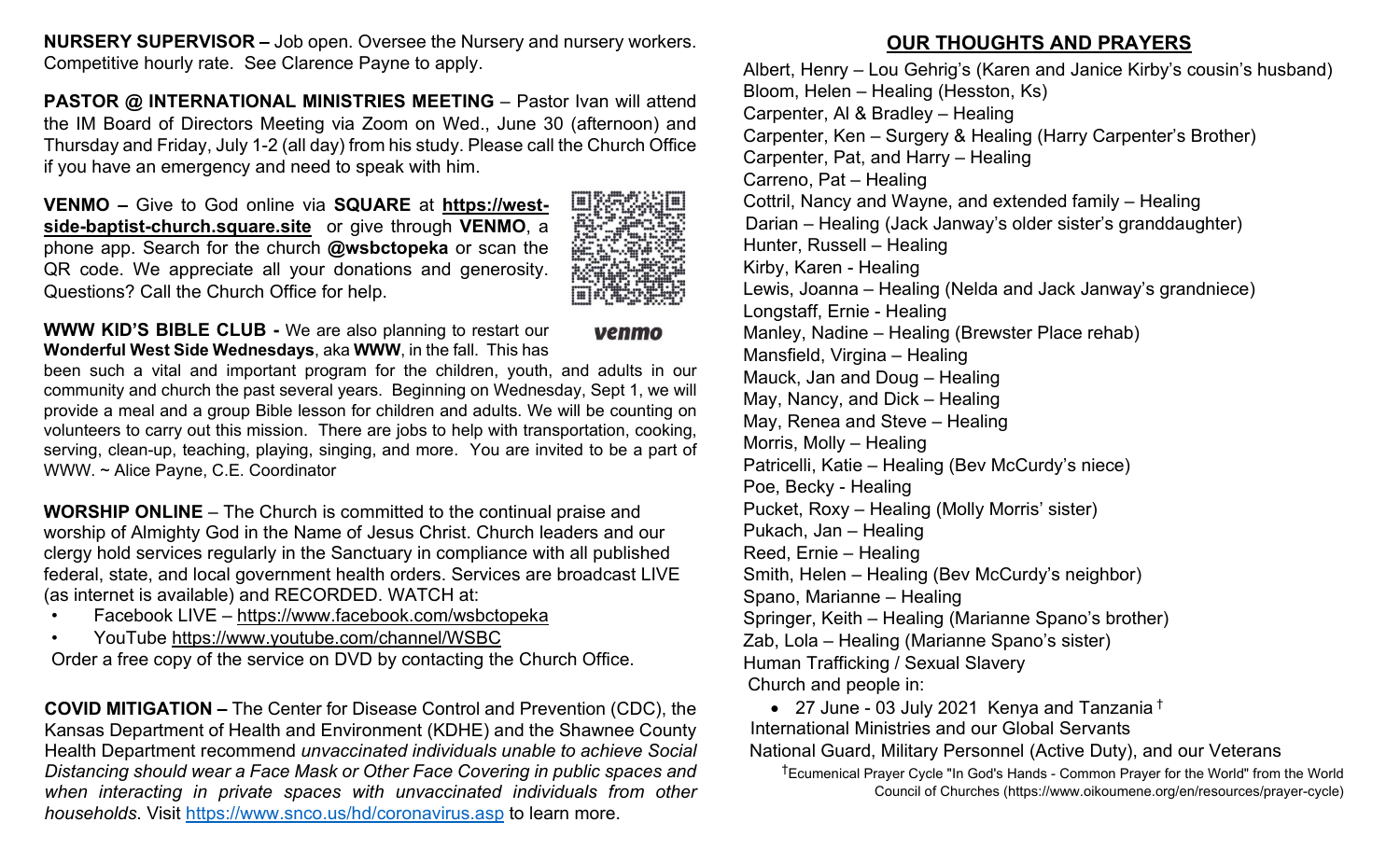**NURSERY SUPERVISOR –** Job open. Oversee the Nursery and nursery workers. Competitive hourly rate. See Clarence Payne to apply.

**PASTOR @ INTERNATIONAL MINISTRIES MEETING** – Pastor Ivan will attend the IM Board of Directors Meeting via Zoom on Wed., June 30 (afternoon) and Thursday and Friday, July 1-2 (all day) from his study. Please call the Church Office if you have an emergency and need to speak with him.

**VENMO –** Give to God online via **SQUARE** at **https://west-side-baptist-church.square.site** or give through **VENMO**, a phone app. Search for the church **@wsbctopeka** or scan the QR code. We appreciate all your donations and generosity. Questions? Call the Church Office for help.

venmo

**WWW KID'S BIBLE CLUB -** We are also planning to restart our **Wonderful West Side Wednesdays**, aka **WWW**, in the fall. This has been such a vital and important program for the children, youth, and adults in our community and church the past several years. Beginning on Wednesday, Sept 1, we will provide a meal and a group Bible lesson for children and adults. We will be counting on volunteers to carry out this mission. There are jobs to help with transportation, cooking, serving, clean-up, teaching, playing, singing, and more. You are invited to be a part of WWW. ~ Alice Payne, C.E. Coordinator

**WORSHIP ONLINE** – The Church is committed to the continual praise and worship of Almighty God in the Name of Jesus Christ. Church leaders and our clergy hold services regularly in the Sanctuary in compliance with all published federal, state, and local government health orders. Services are broadcast LIVE (as internet is available) and RECORDED. WATCH at:

- Facebook LIVE – https://www.facebook.com/wsbctopeka
- YouTube https://www.youtube.com/channel/WSBC

Order a free copy of the service on DVD by contacting the Church Office.

**COVID MITIGATION –** The Center for Disease Control and Prevention (CDC), the Kansas Department of Health and Environment (KDHE) and the Shawnee County Health Department recommend *unvaccinated individuals unable to achieve Social Distancing should wear a Face Mask or Other Face Covering in public spaces and when interacting in private spaces with unvaccinated individuals from other households*. Visit https://www.snco.us/hd/coronavirus.asp to learn more.

## OUR THOUGHTS AND PRAYERS

Albert, Henry – Lou Gehrig's (Karen and Janice Kirby's cousin's husband)
Bloom, Helen – Healing (Hesston, Ks)
Carpenter, Al & Bradley – Healing
Carpenter, Ken – Surgery & Healing (Harry Carpenter's Brother)
Carpenter, Pat, and Harry – Healing
Carreno, Pat – Healing
Cottril, Nancy and Wayne, and extended family – Healing
Darian – Healing (Jack Janway's older sister's granddaughter)
Hunter, Russell – Healing
Kirby, Karen - Healing
Lewis, Joanna – Healing (Nelda and Jack Janway's grandniece)
Longstaff, Ernie - Healing
Manley, Nadine – Healing (Brewster Place rehab)
Mansfield, Virgina – Healing
Mauck, Jan and Doug – Healing
May, Nancy, and Dick – Healing
May, Renea and Steve – Healing
Morris, Molly – Healing
Patricelli, Katie – Healing (Bev McCurdy's niece)
Poe, Becky - Healing
Pucket, Roxy – Healing (Molly Morris' sister)
Pukach, Jan – Healing
Reed, Ernie – Healing
Smith, Helen – Healing (Bev McCurdy's neighbor)
Spano, Marianne – Healing
Springer, Keith – Healing (Marianne Spano's brother)
Zab, Lola – Healing (Marianne Spano's sister)
Human Trafficking / Sexual Slavery
Church and people in:

- 27 June - 03 July 2021 Kenya and Tanzania †

International Ministries and our Global Servants
National Guard, Military Personnel (Active Duty), and our Veterans

†Ecumenical Prayer Cycle "In God's Hands - Common Prayer for the World" from the World Council of Churches (https://www.oikoumene.org/en/resources/prayer-cycle)